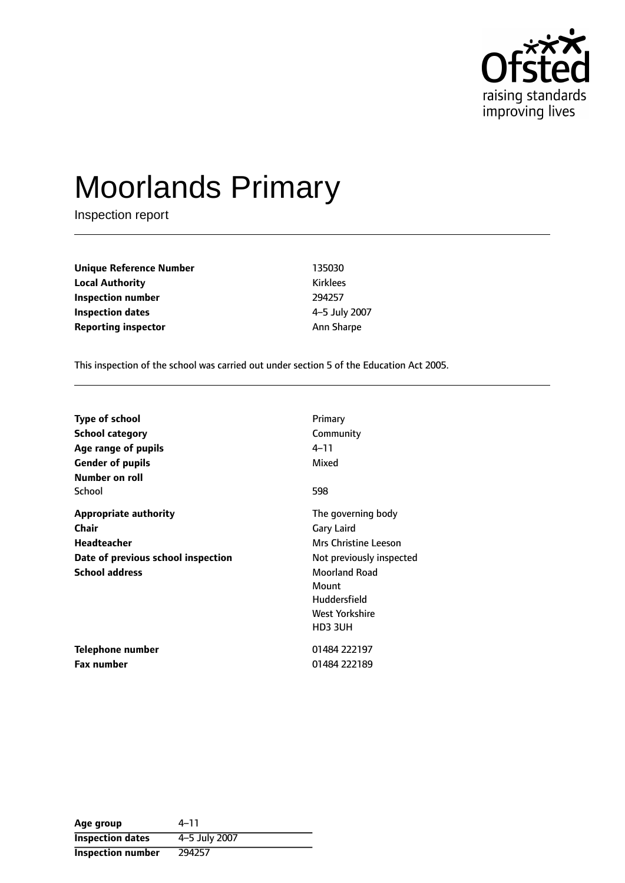# Moorlands Primary

Inspection report

| | |
|---|---|
| **Unique Reference Number** | 135030 |
| **Local Authority** | Kirklees |
| **Inspection number** | 294257 |
| **Inspection dates** | 4–5 July 2007 |
| **Reporting inspector** | Ann Sharpe |

This inspection of the school was carried out under section 5 of the Education Act 2005.

| | |
|---|---|
| **Type of school** | Primary |
| **School category** | Community |
| **Age range of pupils** | 4–11 |
| **Gender of pupils** | Mixed |
| **Number on roll** | |
| School | 598 |
| **Appropriate authority** | The governing body |
| **Chair** | Gary Laird |
| **Headteacher** | Mrs Christine Leeson |
| **Date of previous school inspection** | Not previously inspected |
| **School address** | Moorland Road<br>Mount<br>Huddersfield<br>West Yorkshire<br>HD3 3UH |
| **Telephone number** | 01484 222197 |
| **Fax number** | 01484 222189 |

| **Age group** | 4–11 |
|---|---|
| **Inspection dates** | 4–5 July 2007 |
| **Inspection number** | 294257 |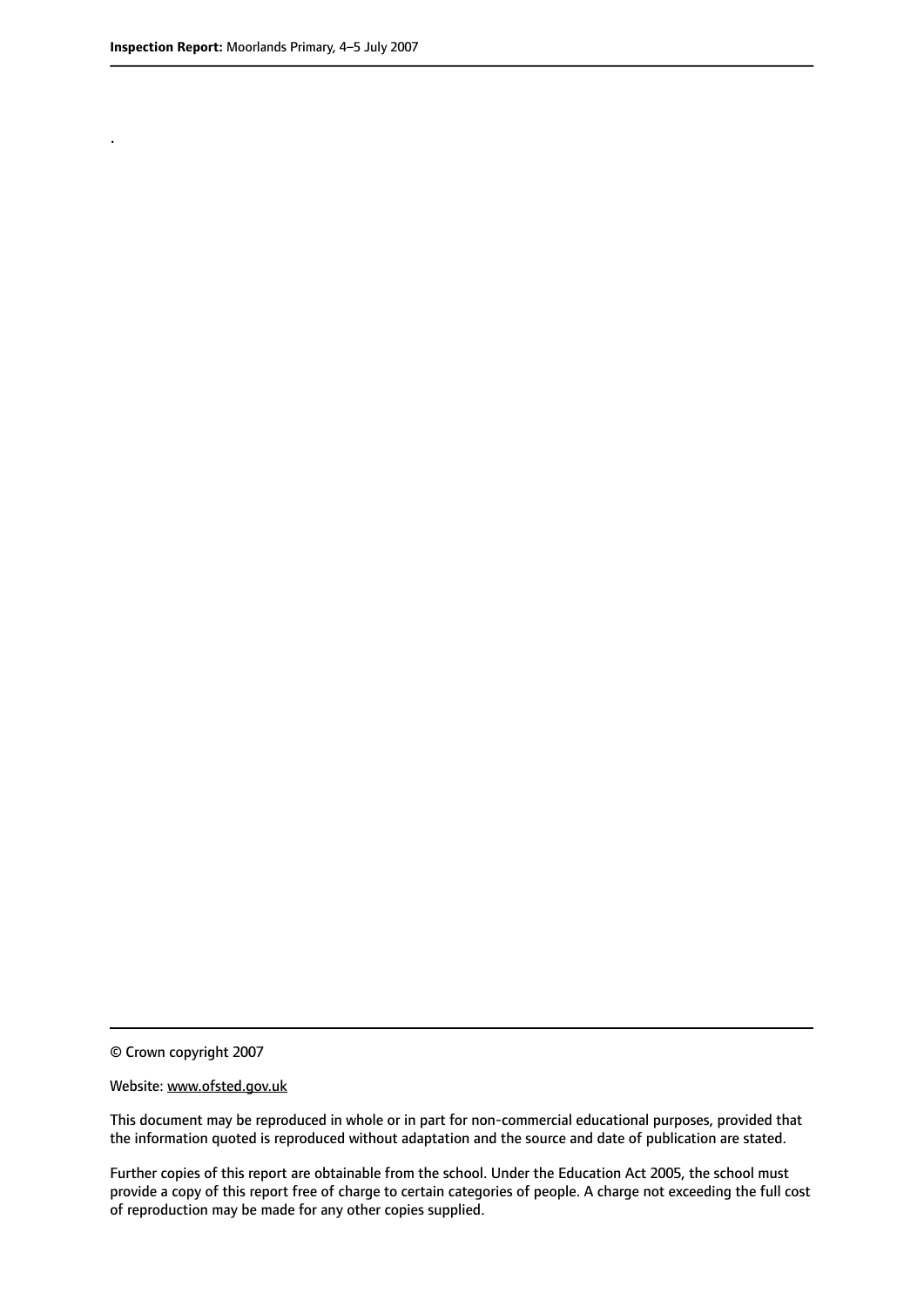.

© Crown copyright 2007

Website: www.ofsted.gov.uk

This document may be reproduced in whole or in part for non-commercial educational purposes, provided that the information quoted is reproduced without adaptation and the source and date of publication are stated.

Further copies of this report are obtainable from the school. Under the Education Act 2005, the school must provide a copy of this report free of charge to certain categories of people. A charge not exceeding the full cost of reproduction may be made for any other copies supplied.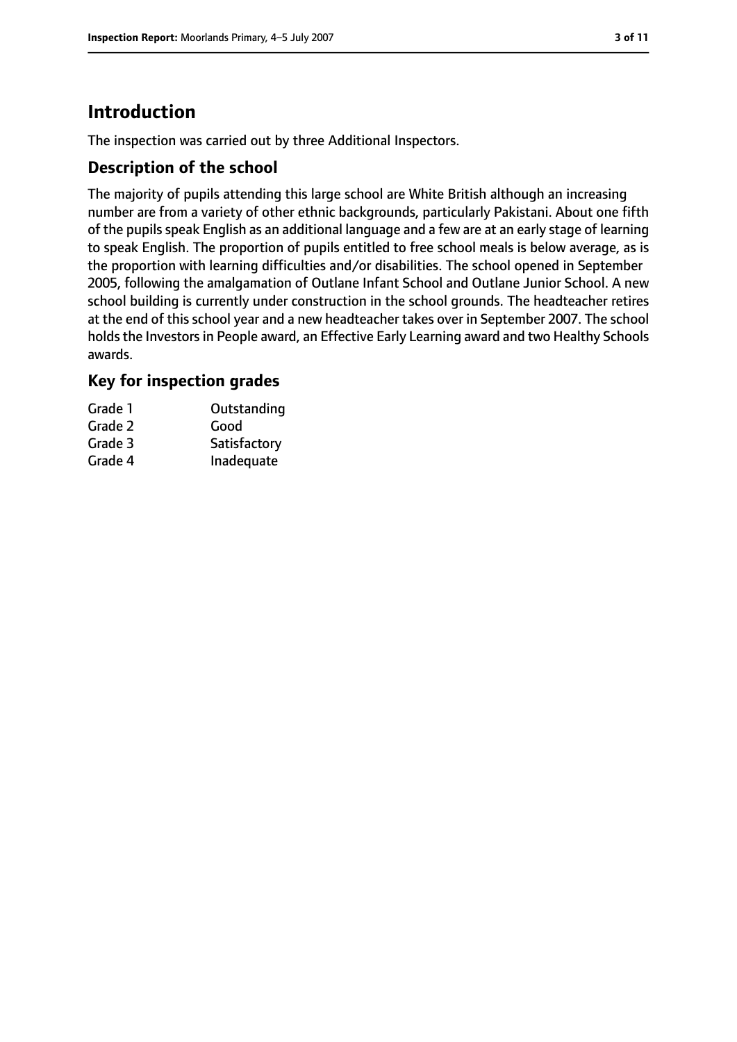# Introduction

The inspection was carried out by three Additional Inspectors.

## Description of the school

The majority of pupils attending this large school are White British although an increasing number are from a variety of other ethnic backgrounds, particularly Pakistani. About one fifth of the pupils speak English as an additional language and a few are at an early stage of learning to speak English. The proportion of pupils entitled to free school meals is below average, as is the proportion with learning difficulties and/or disabilities. The school opened in September 2005, following the amalgamation of Outlane Infant School and Outlane Junior School. A new school building is currently under construction in the school grounds. The headteacher retires at the end of this school year and a new headteacher takes over in September 2007. The school holds the Investors in People award, an Effective Early Learning award and two Healthy Schools awards.

## Key for inspection grades

| | |
|---|---|
| Grade 1 | Outstanding |
| Grade 2 | Good |
| Grade 3 | Satisfactory |
| Grade 4 | Inadequate |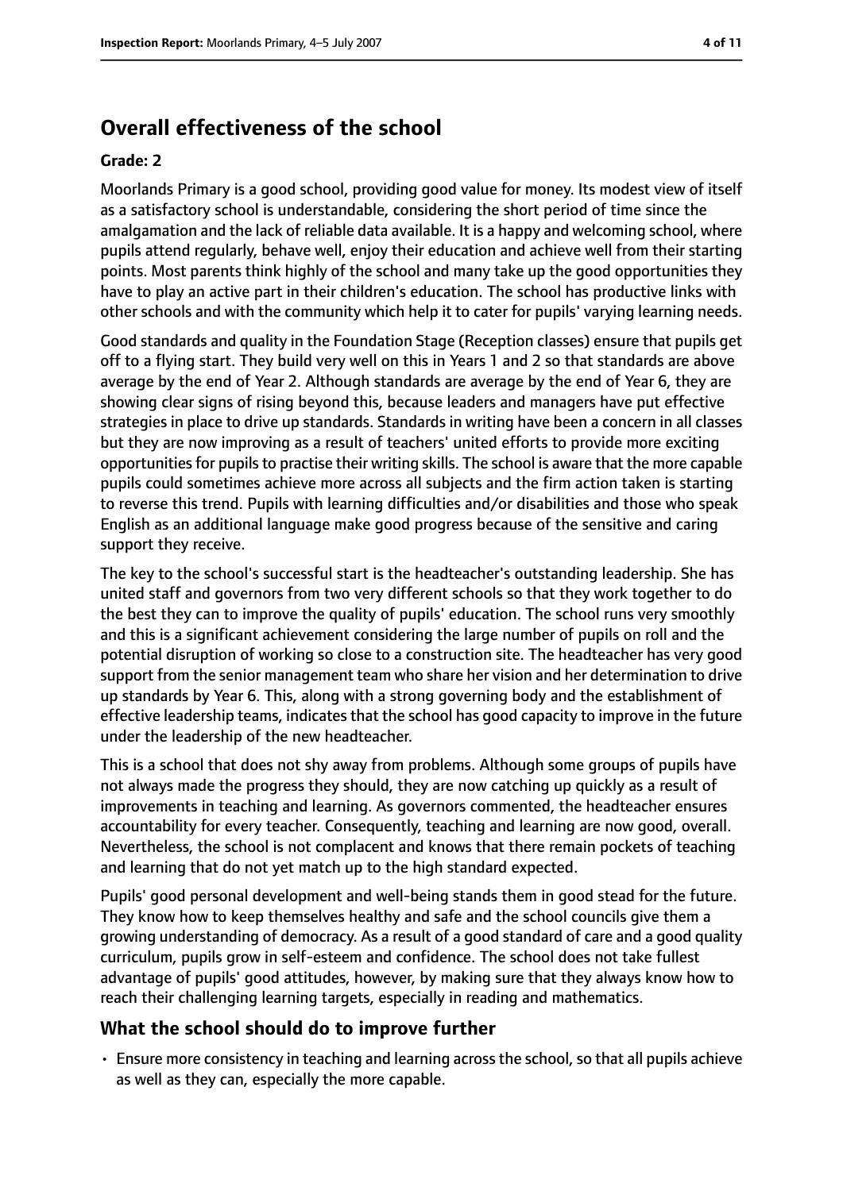## Overall effectiveness of the school

**Grade: 2**

Moorlands Primary is a good school, providing good value for money. Its modest view of itself as a satisfactory school is understandable, considering the short period of time since the amalgamation and the lack of reliable data available. It is a happy and welcoming school, where pupils attend regularly, behave well, enjoy their education and achieve well from their starting points. Most parents think highly of the school and many take up the good opportunities they have to play an active part in their children's education. The school has productive links with other schools and with the community which help it to cater for pupils' varying learning needs.

Good standards and quality in the Foundation Stage (Reception classes) ensure that pupils get off to a flying start. They build very well on this in Years 1 and 2 so that standards are above average by the end of Year 2. Although standards are average by the end of Year 6, they are showing clear signs of rising beyond this, because leaders and managers have put effective strategies in place to drive up standards. Standards in writing have been a concern in all classes but they are now improving as a result of teachers' united efforts to provide more exciting opportunities for pupils to practise their writing skills. The school is aware that the more capable pupils could sometimes achieve more across all subjects and the firm action taken is starting to reverse this trend. Pupils with learning difficulties and/or disabilities and those who speak English as an additional language make good progress because of the sensitive and caring support they receive.

The key to the school's successful start is the headteacher's outstanding leadership. She has united staff and governors from two very different schools so that they work together to do the best they can to improve the quality of pupils' education. The school runs very smoothly and this is a significant achievement considering the large number of pupils on roll and the potential disruption of working so close to a construction site. The headteacher has very good support from the senior management team who share her vision and her determination to drive up standards by Year 6. This, along with a strong governing body and the establishment of effective leadership teams, indicates that the school has good capacity to improve in the future under the leadership of the new headteacher.

This is a school that does not shy away from problems. Although some groups of pupils have not always made the progress they should, they are now catching up quickly as a result of improvements in teaching and learning. As governors commented, the headteacher ensures accountability for every teacher. Consequently, teaching and learning are now good, overall. Nevertheless, the school is not complacent and knows that there remain pockets of teaching and learning that do not yet match up to the high standard expected.

Pupils' good personal development and well-being stands them in good stead for the future. They know how to keep themselves healthy and safe and the school councils give them a growing understanding of democracy. As a result of a good standard of care and a good quality curriculum, pupils grow in self-esteem and confidence. The school does not take fullest advantage of pupils' good attitudes, however, by making sure that they always know how to reach their challenging learning targets, especially in reading and mathematics.

### What the school should do to improve further

- Ensure more consistency in teaching and learning across the school, so that all pupils achieve as well as they can, especially the more capable.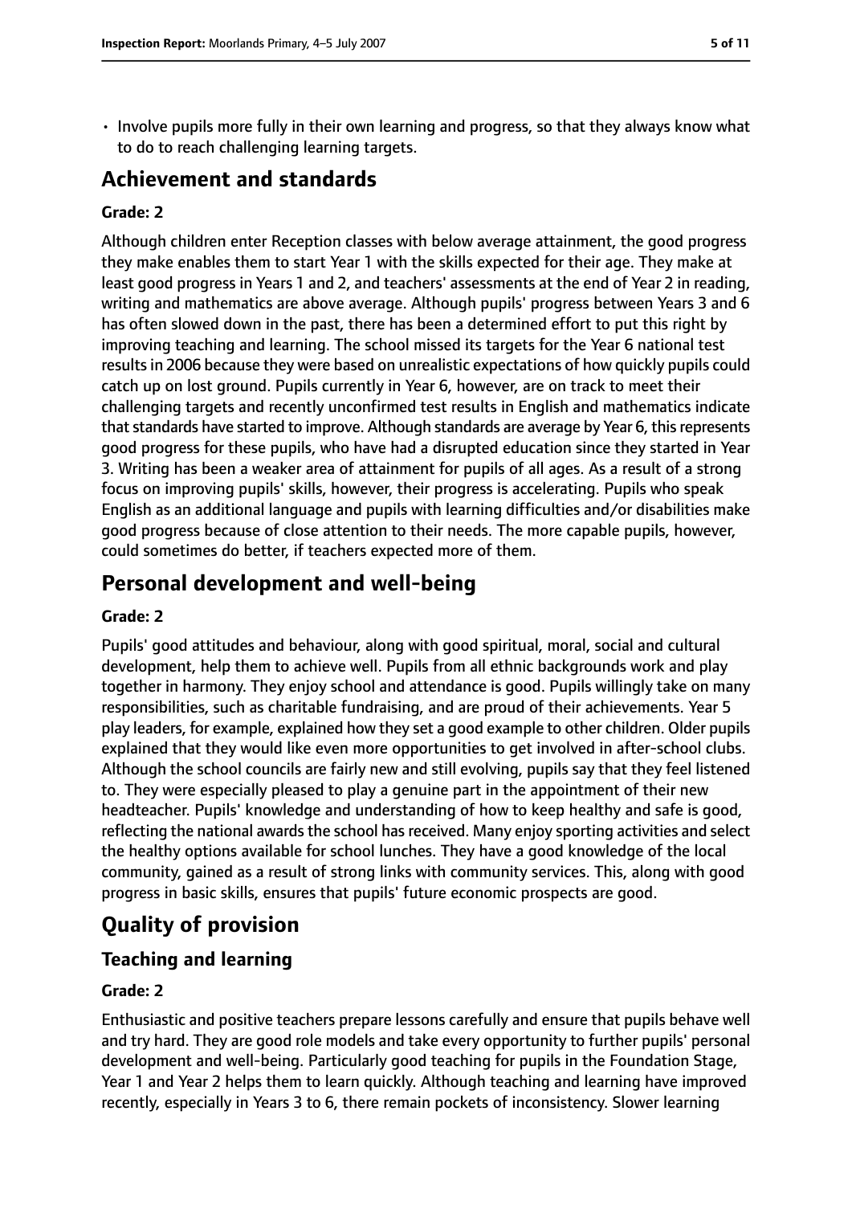- Involve pupils more fully in their own learning and progress, so that they always know what to do to reach challenging learning targets.

## Achievement and standards

### Grade: 2

Although children enter Reception classes with below average attainment, the good progress they make enables them to start Year 1 with the skills expected for their age. They make at least good progress in Years 1 and 2, and teachers' assessments at the end of Year 2 in reading, writing and mathematics are above average. Although pupils' progress between Years 3 and 6 has often slowed down in the past, there has been a determined effort to put this right by improving teaching and learning. The school missed its targets for the Year 6 national test results in 2006 because they were based on unrealistic expectations of how quickly pupils could catch up on lost ground. Pupils currently in Year 6, however, are on track to meet their challenging targets and recently unconfirmed test results in English and mathematics indicate that standards have started to improve. Although standards are average by Year 6, this represents good progress for these pupils, who have had a disrupted education since they started in Year 3. Writing has been a weaker area of attainment for pupils of all ages. As a result of a strong focus on improving pupils' skills, however, their progress is accelerating. Pupils who speak English as an additional language and pupils with learning difficulties and/or disabilities make good progress because of close attention to their needs. The more capable pupils, however, could sometimes do better, if teachers expected more of them.

## Personal development and well-being

### Grade: 2

Pupils' good attitudes and behaviour, along with good spiritual, moral, social and cultural development, help them to achieve well. Pupils from all ethnic backgrounds work and play together in harmony. They enjoy school and attendance is good. Pupils willingly take on many responsibilities, such as charitable fundraising, and are proud of their achievements. Year 5 play leaders, for example, explained how they set a good example to other children. Older pupils explained that they would like even more opportunities to get involved in after-school clubs. Although the school councils are fairly new and still evolving, pupils say that they feel listened to. They were especially pleased to play a genuine part in the appointment of their new headteacher. Pupils' knowledge and understanding of how to keep healthy and safe is good, reflecting the national awards the school has received. Many enjoy sporting activities and select the healthy options available for school lunches. They have a good knowledge of the local community, gained as a result of strong links with community services. This, along with good progress in basic skills, ensures that pupils' future economic prospects are good.

# Quality of provision

## Teaching and learning

### Grade: 2

Enthusiastic and positive teachers prepare lessons carefully and ensure that pupils behave well and try hard. They are good role models and take every opportunity to further pupils' personal development and well-being. Particularly good teaching for pupils in the Foundation Stage, Year 1 and Year 2 helps them to learn quickly. Although teaching and learning have improved recently, especially in Years 3 to 6, there remain pockets of inconsistency. Slower learning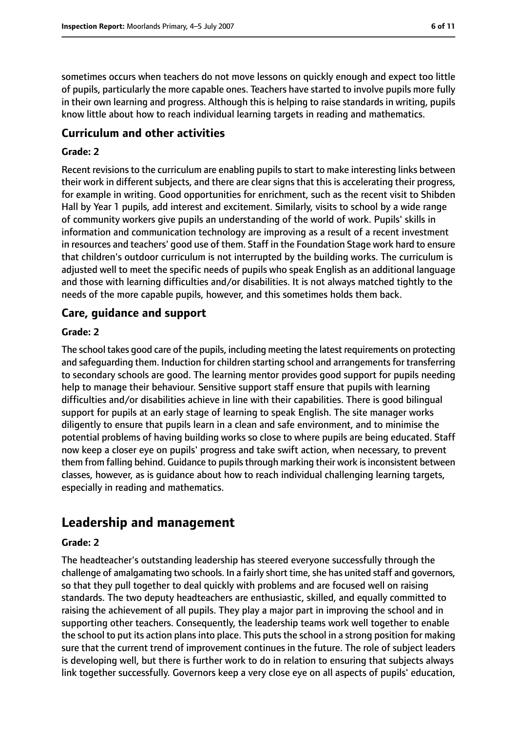sometimes occurs when teachers do not move lessons on quickly enough and expect too little of pupils, particularly the more capable ones. Teachers have started to involve pupils more fully in their own learning and progress. Although this is helping to raise standards in writing, pupils know little about how to reach individual learning targets in reading and mathematics.

### Curriculum and other activities

#### Grade: 2

Recent revisions to the curriculum are enabling pupils to start to make interesting links between their work in different subjects, and there are clear signs that this is accelerating their progress, for example in writing. Good opportunities for enrichment, such as the recent visit to Shibden Hall by Year 1 pupils, add interest and excitement. Similarly, visits to school by a wide range of community workers give pupils an understanding of the world of work. Pupils' skills in information and communication technology are improving as a result of a recent investment in resources and teachers' good use of them. Staff in the Foundation Stage work hard to ensure that children's outdoor curriculum is not interrupted by the building works. The curriculum is adjusted well to meet the specific needs of pupils who speak English as an additional language and those with learning difficulties and/or disabilities. It is not always matched tightly to the needs of the more capable pupils, however, and this sometimes holds them back.

### Care, guidance and support

#### Grade: 2

The school takes good care of the pupils, including meeting the latest requirements on protecting and safeguarding them. Induction for children starting school and arrangements for transferring to secondary schools are good. The learning mentor provides good support for pupils needing help to manage their behaviour. Sensitive support staff ensure that pupils with learning difficulties and/or disabilities achieve in line with their capabilities. There is good bilingual support for pupils at an early stage of learning to speak English. The site manager works diligently to ensure that pupils learn in a clean and safe environment, and to minimise the potential problems of having building works so close to where pupils are being educated. Staff now keep a closer eye on pupils' progress and take swift action, when necessary, to prevent them from falling behind. Guidance to pupils through marking their work is inconsistent between classes, however, as is guidance about how to reach individual challenging learning targets, especially in reading and mathematics.

## Leadership and management

#### Grade: 2

The headteacher's outstanding leadership has steered everyone successfully through the challenge of amalgamating two schools. In a fairly short time, she has united staff and governors, so that they pull together to deal quickly with problems and are focused well on raising standards. The two deputy headteachers are enthusiastic, skilled, and equally committed to raising the achievement of all pupils. They play a major part in improving the school and in supporting other teachers. Consequently, the leadership teams work well together to enable the school to put its action plans into place. This puts the school in a strong position for making sure that the current trend of improvement continues in the future. The role of subject leaders is developing well, but there is further work to do in relation to ensuring that subjects always link together successfully. Governors keep a very close eye on all aspects of pupils' education,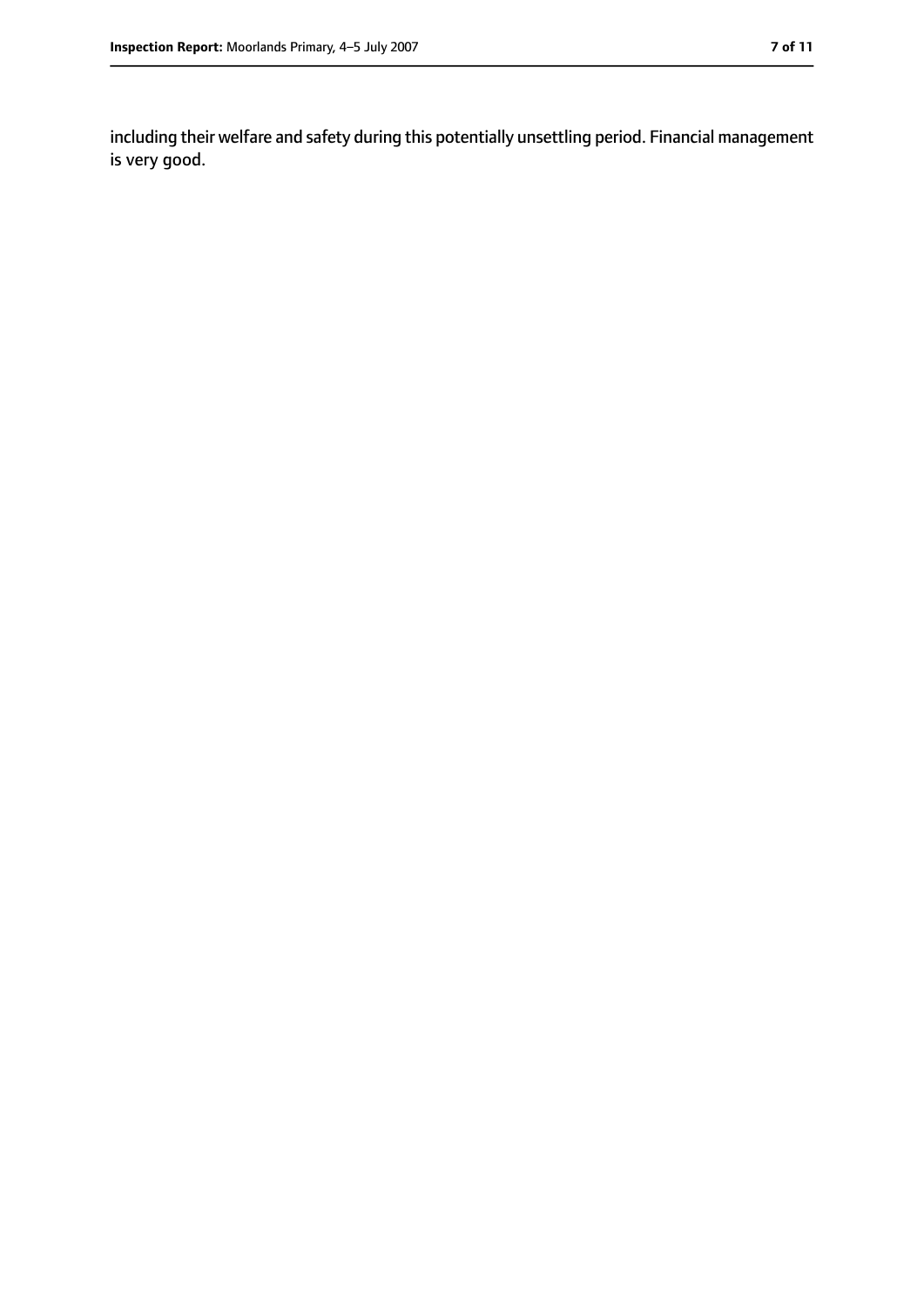including their welfare and safety during this potentially unsettling period. Financial management is very good.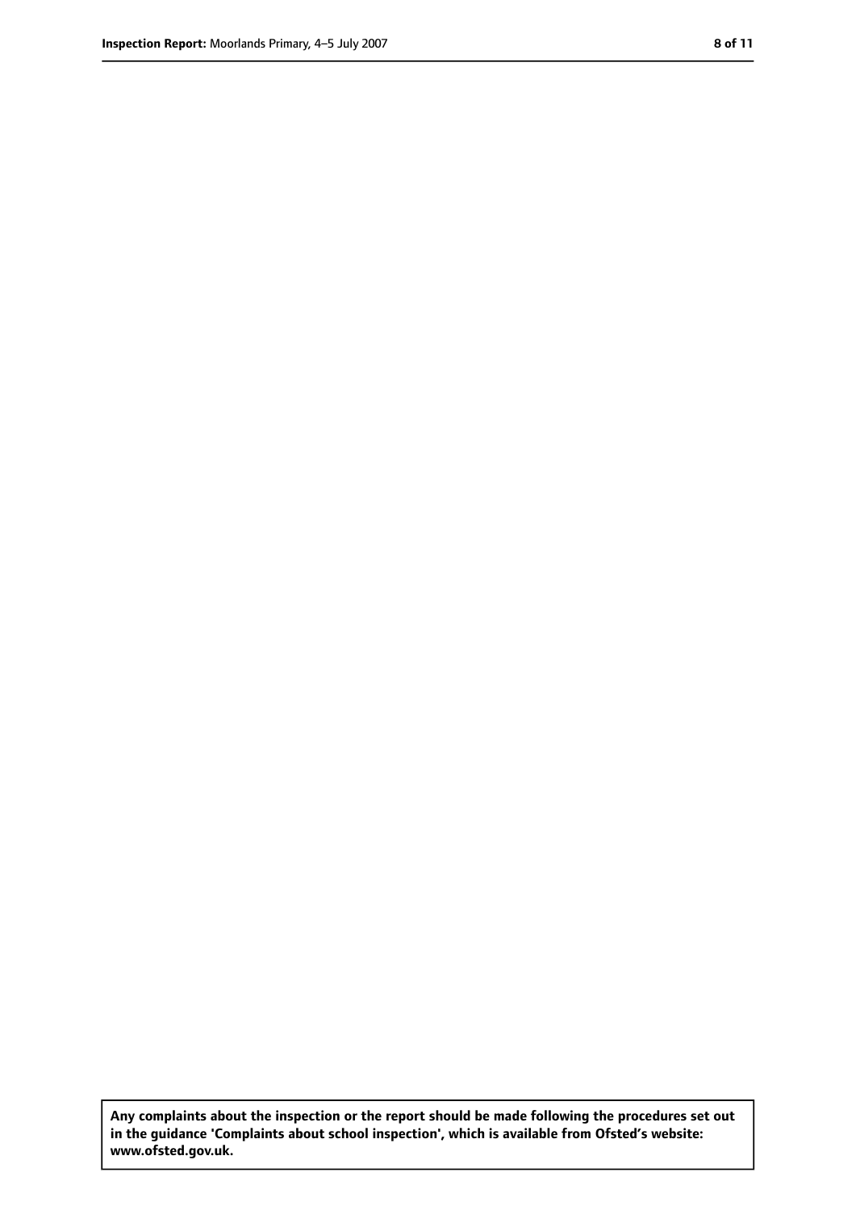**Any complaints about the inspection or the report should be made following the procedures set out in the guidance 'Complaints about school inspection', which is available from Ofsted's website: www.ofsted.gov.uk.**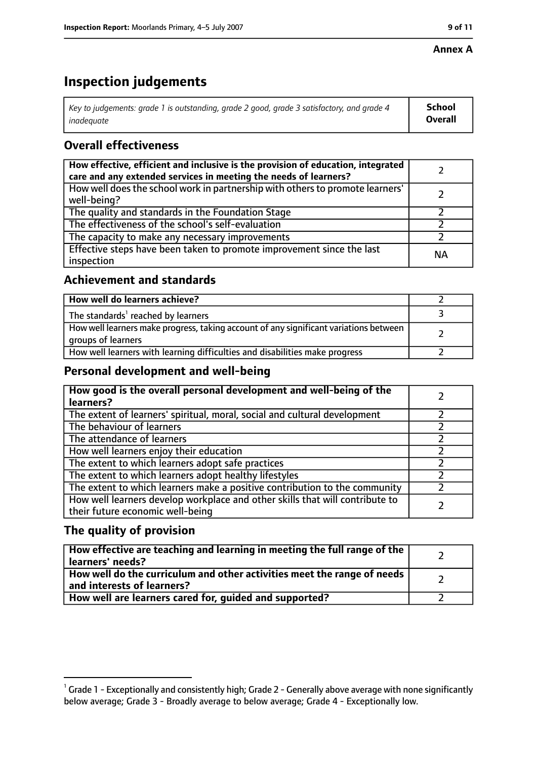**Annex A**

# Inspection judgements

| *Key to judgements: grade 1 is outstanding, grade 2 good, grade 3 satisfactory, and grade 4 inadequate* | **School Overall** |
| --- | --- |

## Overall effectiveness

| | |
| --- | --- |
| **How effective, efficient and inclusive is the provision of education, integrated care and any extended services in meeting the needs of learners?** | 2 |
| How well does the school work in partnership with others to promote learners' well-being? | 2 |
| The quality and standards in the Foundation Stage | 2 |
| The effectiveness of the school's self-evaluation | 2 |
| The capacity to make any necessary improvements | 2 |
| Effective steps have been taken to promote improvement since the last inspection | NA |

## Achievement and standards

| | |
| --- | --- |
| **How well do learners achieve?** | 2 |
| The standards[1] reached by learners | 3 |
| How well learners make progress, taking account of any significant variations between groups of learners | 2 |
| How well learners with learning difficulties and disabilities make progress | 2 |

## Personal development and well-being

| | |
| --- | --- |
| **How good is the overall personal development and well-being of the learners?** | 2 |
| The extent of learners' spiritual, moral, social and cultural development | 2 |
| The behaviour of learners | 2 |
| The attendance of learners | 2 |
| How well learners enjoy their education | 2 |
| The extent to which learners adopt safe practices | 2 |
| The extent to which learners adopt healthy lifestyles | 2 |
| The extent to which learners make a positive contribution to the community | 2 |
| How well learners develop workplace and other skills that will contribute to their future economic well-being | 2 |

## The quality of provision

| | |
| --- | --- |
| **How effective are teaching and learning in meeting the full range of the learners' needs?** | 2 |
| **How well do the curriculum and other activities meet the range of needs and interests of learners?** | 2 |
| **How well are learners cared for, guided and supported?** | 2 |

[1] Grade 1 - Exceptionally and consistently high; Grade 2 - Generally above average with none significantly below average; Grade 3 - Broadly average to below average; Grade 4 - Exceptionally low.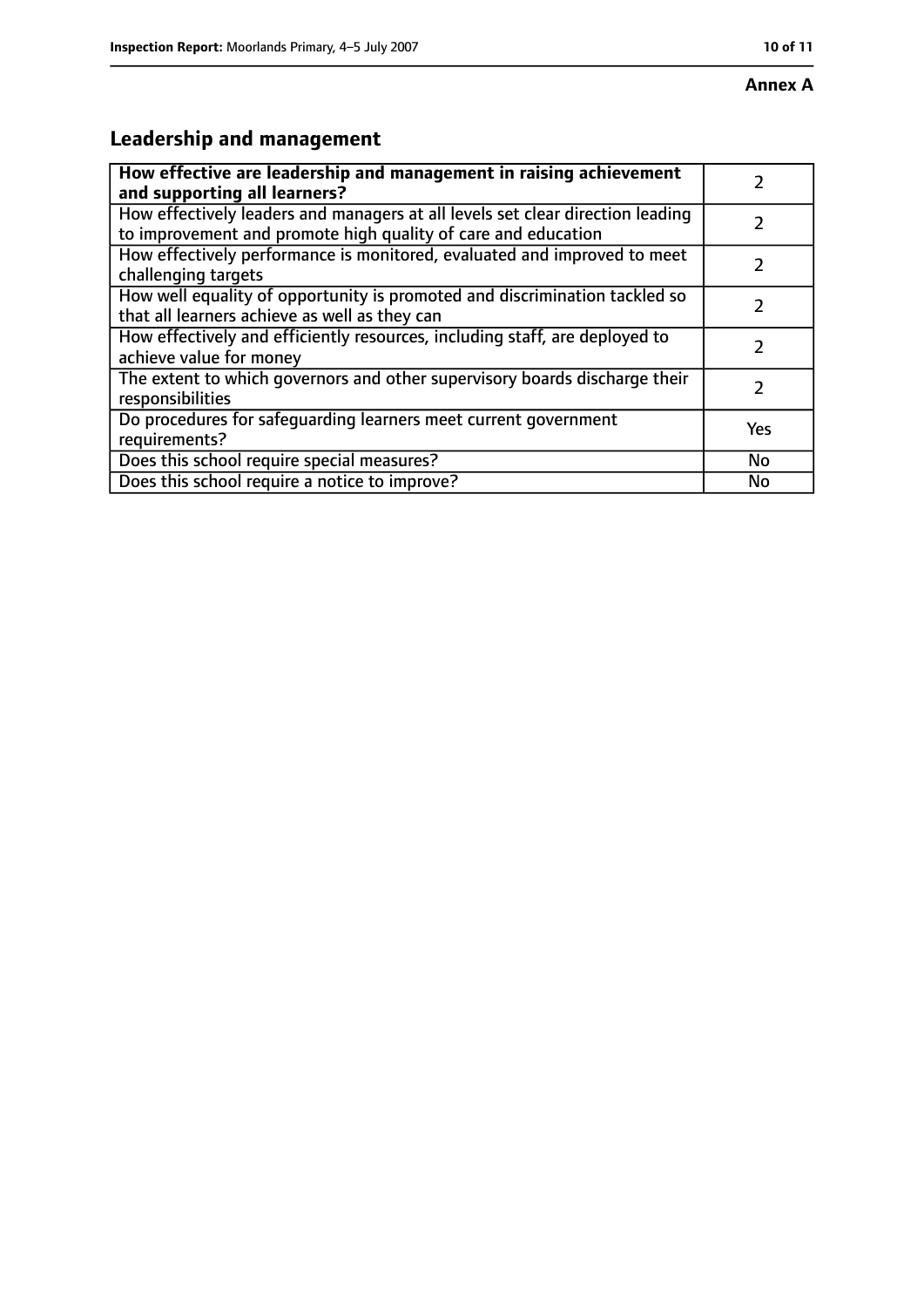**Annex A**

## Leadership and management

| **How effective are leadership and management in raising achievement and supporting all learners?** | 2 |
| --- | --- |
| How effectively leaders and managers at all levels set clear direction leading to improvement and promote high quality of care and education | 2 |
| How effectively performance is monitored, evaluated and improved to meet challenging targets | 2 |
| How well equality of opportunity is promoted and discrimination tackled so that all learners achieve as well as they can | 2 |
| How effectively and efficiently resources, including staff, are deployed to achieve value for money | 2 |
| The extent to which governors and other supervisory boards discharge their responsibilities | 2 |
| Do procedures for safeguarding learners meet current government requirements? | Yes |
| Does this school require special measures? | No |
| Does this school require a notice to improve? | No |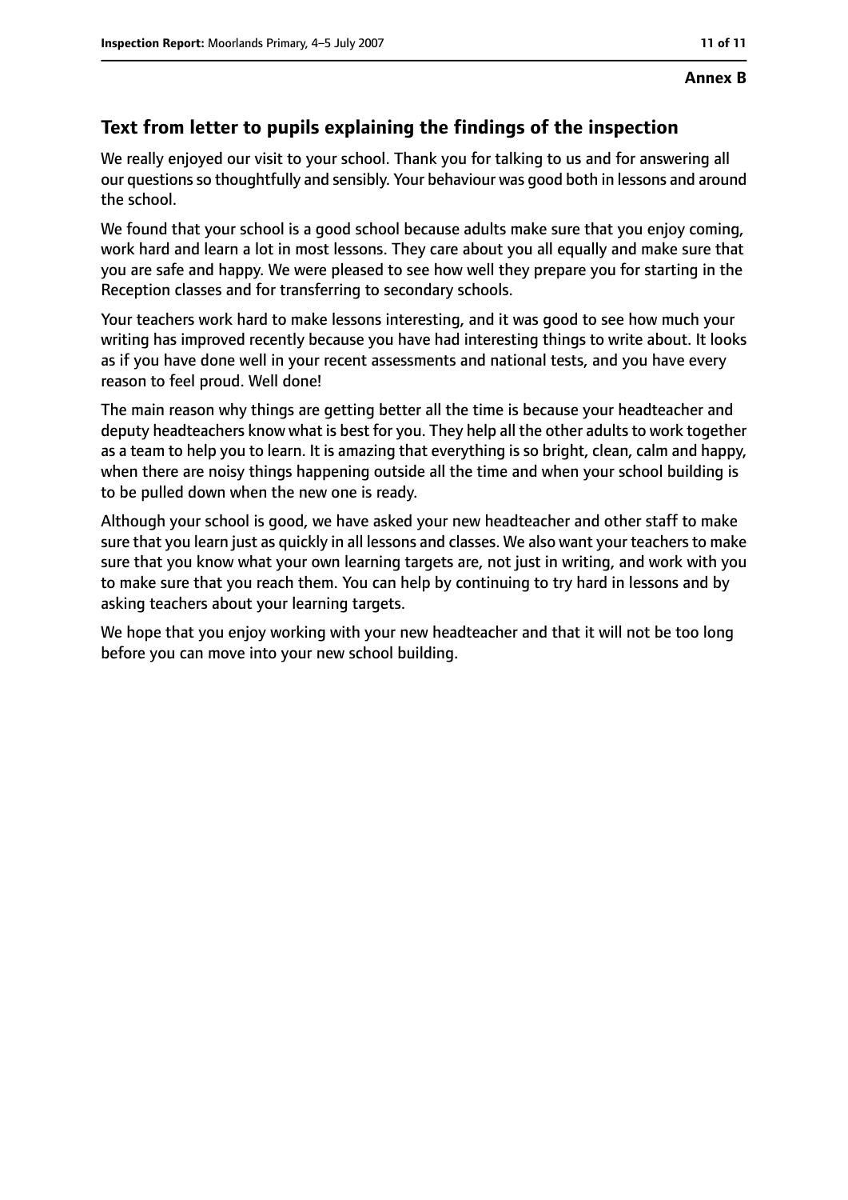**Annex B**

## Text from letter to pupils explaining the findings of the inspection

We really enjoyed our visit to your school. Thank you for talking to us and for answering all our questions so thoughtfully and sensibly. Your behaviour was good both in lessons and around the school.

We found that your school is a good school because adults make sure that you enjoy coming, work hard and learn a lot in most lessons. They care about you all equally and make sure that you are safe and happy. We were pleased to see how well they prepare you for starting in the Reception classes and for transferring to secondary schools.

Your teachers work hard to make lessons interesting, and it was good to see how much your writing has improved recently because you have had interesting things to write about. It looks as if you have done well in your recent assessments and national tests, and you have every reason to feel proud. Well done!

The main reason why things are getting better all the time is because your headteacher and deputy headteachers know what is best for you. They help all the other adults to work together as a team to help you to learn. It is amazing that everything is so bright, clean, calm and happy, when there are noisy things happening outside all the time and when your school building is to be pulled down when the new one is ready.

Although your school is good, we have asked your new headteacher and other staff to make sure that you learn just as quickly in all lessons and classes. We also want your teachers to make sure that you know what your own learning targets are, not just in writing, and work with you to make sure that you reach them. You can help by continuing to try hard in lessons and by asking teachers about your learning targets.

We hope that you enjoy working with your new headteacher and that it will not be too long before you can move into your new school building.